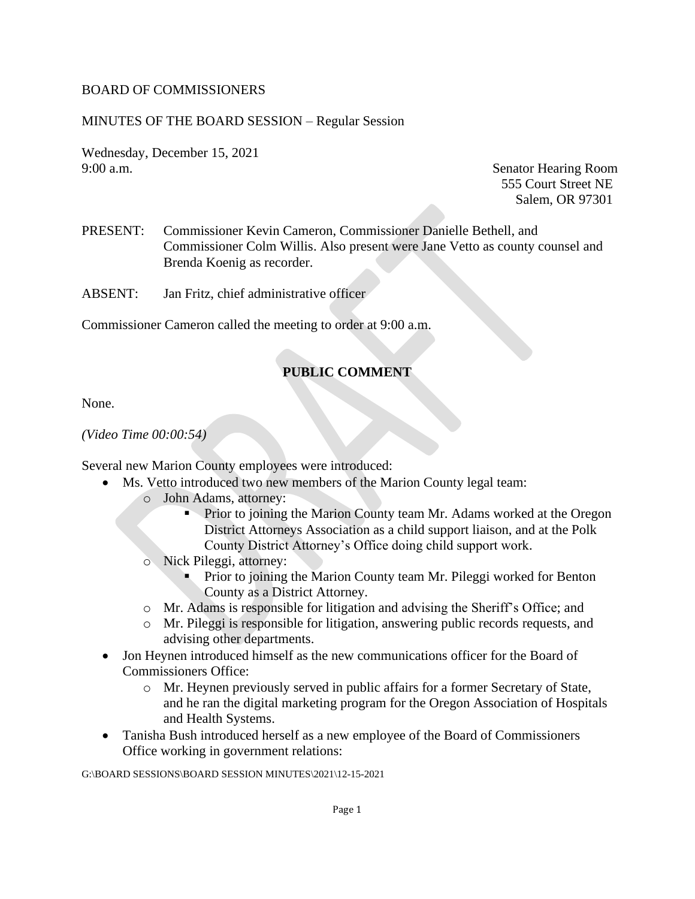BOARD OF COMMISSIONERS

MINUTES OF THE BOARD SESSION – Regular Session

Wednesday, December 15, 2021
9:00 a.m.

Senator Hearing Room
555 Court Street NE
Salem, OR 97301

PRESENT: Commissioner Kevin Cameron, Commissioner Danielle Bethell, and Commissioner Colm Willis. Also present were Jane Vetto as county counsel and Brenda Koenig as recorder.

ABSENT: Jan Fritz, chief administrative officer

Commissioner Cameron called the meeting to order at 9:00 a.m.

## PUBLIC COMMENT

None.

*(Video Time 00:00:54)*

Several new Marion County employees were introduced:

- Ms. Vetto introduced two new members of the Marion County legal team:
  - John Adams, attorney:
    - Prior to joining the Marion County team Mr. Adams worked at the Oregon District Attorneys Association as a child support liaison, and at the Polk County District Attorney's Office doing child support work.
  - Nick Pileggi, attorney:
    - Prior to joining the Marion County team Mr. Pileggi worked for Benton County as a District Attorney.
  - Mr. Adams is responsible for litigation and advising the Sheriff's Office; and
  - Mr. Pileggi is responsible for litigation, answering public records requests, and advising other departments.
- Jon Heynen introduced himself as the new communications officer for the Board of Commissioners Office:
  - Mr. Heynen previously served in public affairs for a former Secretary of State, and he ran the digital marketing program for the Oregon Association of Hospitals and Health Systems.
- Tanisha Bush introduced herself as a new employee of the Board of Commissioners Office working in government relations:

G:\BOARD SESSIONS\BOARD SESSION MINUTES\2021\12-15-2021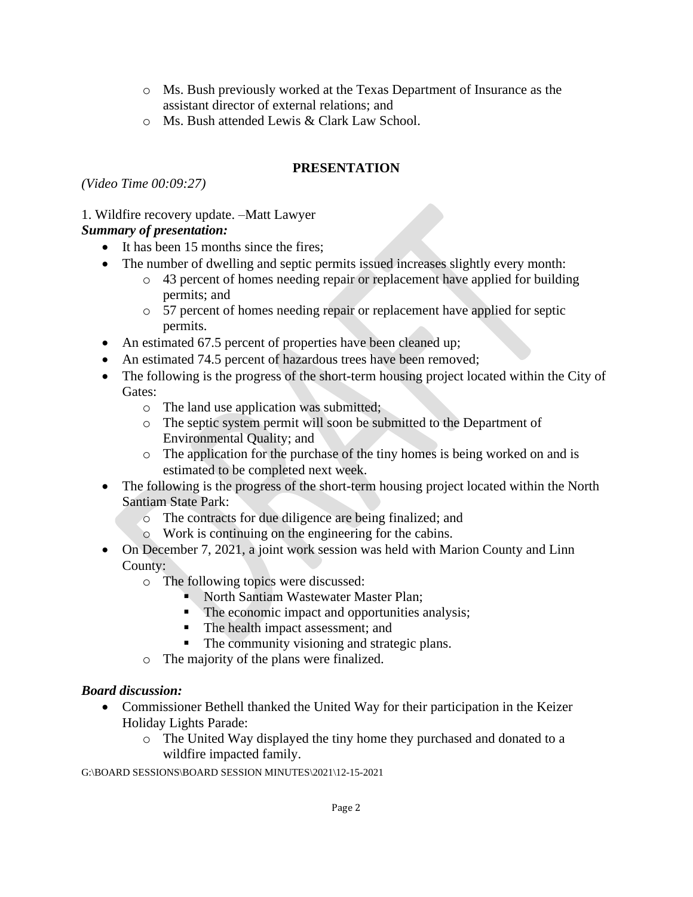- Ms. Bush previously worked at the Texas Department of Insurance as the assistant director of external relations; and
- Ms. Bush attended Lewis & Clark Law School.

## PRESENTATION

*(Video Time 00:09:27)*

1. Wildfire recovery update. –Matt Lawyer

***Summary of presentation:***

- It has been 15 months since the fires;
- The number of dwelling and septic permits issued increases slightly every month:
  - 43 percent of homes needing repair or replacement have applied for building permits; and
  - 57 percent of homes needing repair or replacement have applied for septic permits.
- An estimated 67.5 percent of properties have been cleaned up;
- An estimated 74.5 percent of hazardous trees have been removed;
- The following is the progress of the short-term housing project located within the City of Gates:
  - The land use application was submitted;
  - The septic system permit will soon be submitted to the Department of Environmental Quality; and
  - The application for the purchase of the tiny homes is being worked on and is estimated to be completed next week.
- The following is the progress of the short-term housing project located within the North Santiam State Park:
  - The contracts for due diligence are being finalized; and
  - Work is continuing on the engineering for the cabins.
- On December 7, 2021, a joint work session was held with Marion County and Linn County:
  - The following topics were discussed:
    - North Santiam Wastewater Master Plan;
    - The economic impact and opportunities analysis;
    - The health impact assessment; and
    - The community visioning and strategic plans.
  - The majority of the plans were finalized.

***Board discussion:***

- Commissioner Bethell thanked the United Way for their participation in the Keizer Holiday Lights Parade:
  - The United Way displayed the tiny home they purchased and donated to a wildfire impacted family.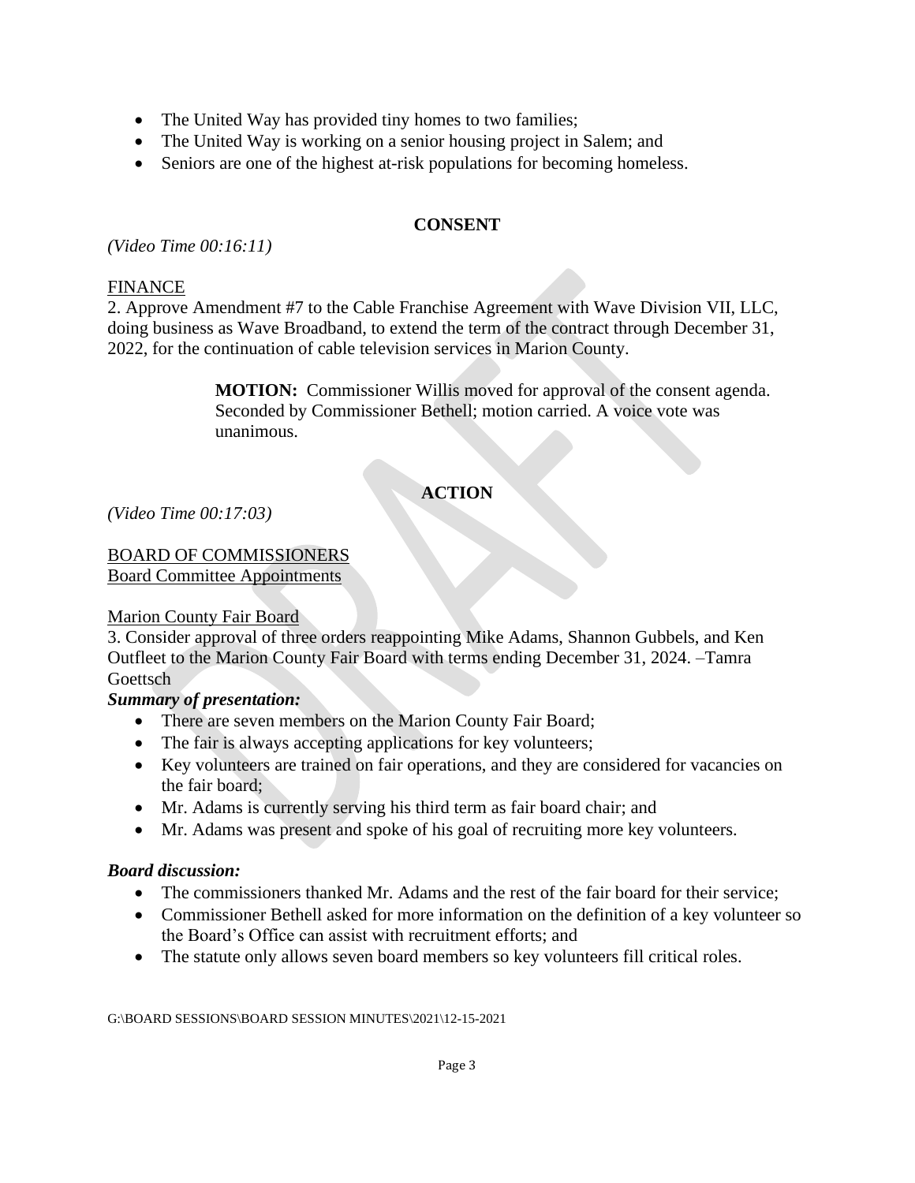- The United Way has provided tiny homes to two families;
- The United Way is working on a senior housing project in Salem; and
- Seniors are one of the highest at-risk populations for becoming homeless.

## CONSENT

*(Video Time 00:16:11)*

<u>FINANCE</u>

2. Approve Amendment #7 to the Cable Franchise Agreement with Wave Division VII, LLC, doing business as Wave Broadband, to extend the term of the contract through December 31, 2022, for the continuation of cable television services in Marion County.

> **MOTION:** Commissioner Willis moved for approval of the consent agenda. Seconded by Commissioner Bethell; motion carried. A voice vote was unanimous.

## ACTION

*(Video Time 00:17:03)*

<u>BOARD OF COMMISSIONERS</u>
<u>Board Committee Appointments</u>

<u>Marion County Fair Board</u>

3. Consider approval of three orders reappointing Mike Adams, Shannon Gubbels, and Ken Outfleet to the Marion County Fair Board with terms ending December 31, 2024. –Tamra Goettsch

***Summary of presentation:***

- There are seven members on the Marion County Fair Board;
- The fair is always accepting applications for key volunteers;
- Key volunteers are trained on fair operations, and they are considered for vacancies on the fair board;
- Mr. Adams is currently serving his third term as fair board chair; and
- Mr. Adams was present and spoke of his goal of recruiting more key volunteers.

***Board discussion:***

- The commissioners thanked Mr. Adams and the rest of the fair board for their service;
- Commissioner Bethell asked for more information on the definition of a key volunteer so the Board's Office can assist with recruitment efforts; and
- The statute only allows seven board members so key volunteers fill critical roles.

G:\BOARD SESSIONS\BOARD SESSION MINUTES\2021\12-15-2021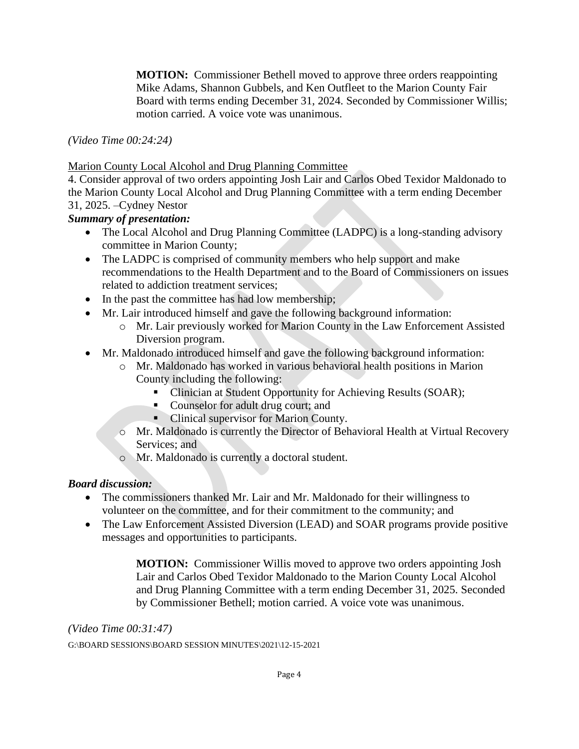**MOTION:** Commissioner Bethell moved to approve three orders reappointing Mike Adams, Shannon Gubbels, and Ken Outfleet to the Marion County Fair Board with terms ending December 31, 2024. Seconded by Commissioner Willis; motion carried. A voice vote was unanimous.

*(Video Time 00:24:24)*

Marion County Local Alcohol and Drug Planning Committee

4. Consider approval of two orders appointing Josh Lair and Carlos Obed Texidor Maldonado to the Marion County Local Alcohol and Drug Planning Committee with a term ending December 31, 2025. –Cydney Nestor

***Summary of presentation:***

- The Local Alcohol and Drug Planning Committee (LADPC) is a long-standing advisory committee in Marion County;
- The LADPC is comprised of community members who help support and make recommendations to the Health Department and to the Board of Commissioners on issues related to addiction treatment services;
- In the past the committee has had low membership;
- Mr. Lair introduced himself and gave the following background information:
    - Mr. Lair previously worked for Marion County in the Law Enforcement Assisted Diversion program.
- Mr. Maldonado introduced himself and gave the following background information:
    - Mr. Maldonado has worked in various behavioral health positions in Marion County including the following:
        - Clinician at Student Opportunity for Achieving Results (SOAR);
        - Counselor for adult drug court; and
        - Clinical supervisor for Marion County.
    - Mr. Maldonado is currently the Director of Behavioral Health at Virtual Recovery Services; and
    - Mr. Maldonado is currently a doctoral student.

***Board discussion:***

- The commissioners thanked Mr. Lair and Mr. Maldonado for their willingness to volunteer on the committee, and for their commitment to the community; and
- The Law Enforcement Assisted Diversion (LEAD) and SOAR programs provide positive messages and opportunities to participants.

**MOTION:** Commissioner Willis moved to approve two orders appointing Josh Lair and Carlos Obed Texidor Maldonado to the Marion County Local Alcohol and Drug Planning Committee with a term ending December 31, 2025. Seconded by Commissioner Bethell; motion carried. A voice vote was unanimous.

*(Video Time 00:31:47)*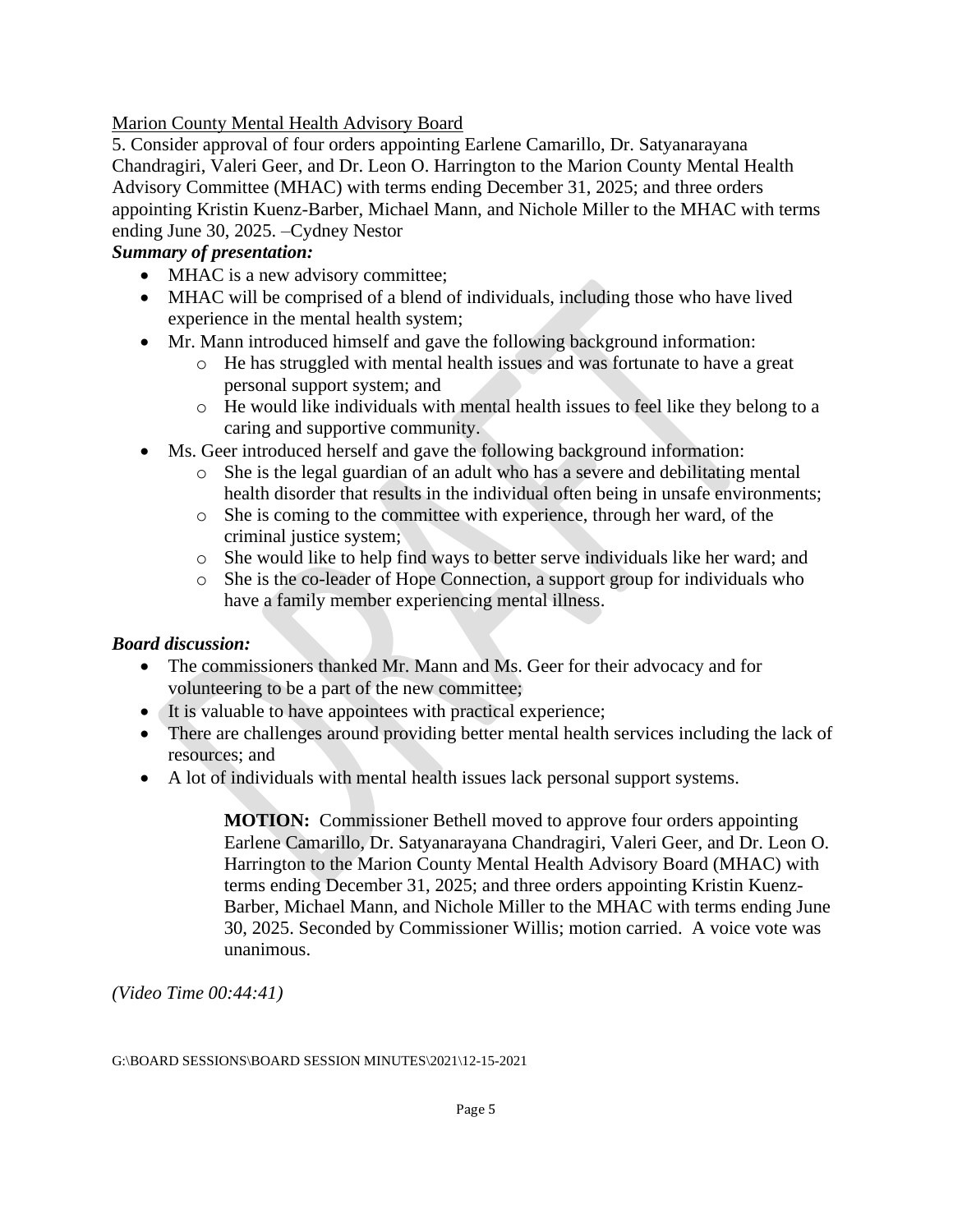<u>Marion County Mental Health Advisory Board</u>

5. Consider approval of four orders appointing Earlene Camarillo, Dr. Satyanarayana Chandragiri, Valeri Geer, and Dr. Leon O. Harrington to the Marion County Mental Health Advisory Committee (MHAC) with terms ending December 31, 2025; and three orders appointing Kristin Kuenz-Barber, Michael Mann, and Nichole Miller to the MHAC with terms ending June 30, 2025. –Cydney Nestor

***Summary of presentation:***

- MHAC is a new advisory committee;
- MHAC will be comprised of a blend of individuals, including those who have lived experience in the mental health system;
- Mr. Mann introduced himself and gave the following background information:
  - He has struggled with mental health issues and was fortunate to have a great personal support system; and
  - He would like individuals with mental health issues to feel like they belong to a caring and supportive community.
- Ms. Geer introduced herself and gave the following background information:
  - She is the legal guardian of an adult who has a severe and debilitating mental health disorder that results in the individual often being in unsafe environments;
  - She is coming to the committee with experience, through her ward, of the criminal justice system;
  - She would like to help find ways to better serve individuals like her ward; and
  - She is the co-leader of Hope Connection, a support group for individuals who have a family member experiencing mental illness.

***Board discussion:***

- The commissioners thanked Mr. Mann and Ms. Geer for their advocacy and for volunteering to be a part of the new committee;
- It is valuable to have appointees with practical experience;
- There are challenges around providing better mental health services including the lack of resources; and
- A lot of individuals with mental health issues lack personal support systems.

> **MOTION:** Commissioner Bethell moved to approve four orders appointing Earlene Camarillo, Dr. Satyanarayana Chandragiri, Valeri Geer, and Dr. Leon O. Harrington to the Marion County Mental Health Advisory Board (MHAC) with terms ending December 31, 2025; and three orders appointing Kristin Kuenz-Barber, Michael Mann, and Nichole Miller to the MHAC with terms ending June 30, 2025. Seconded by Commissioner Willis; motion carried. A voice vote was unanimous.

*(Video Time 00:44:41)*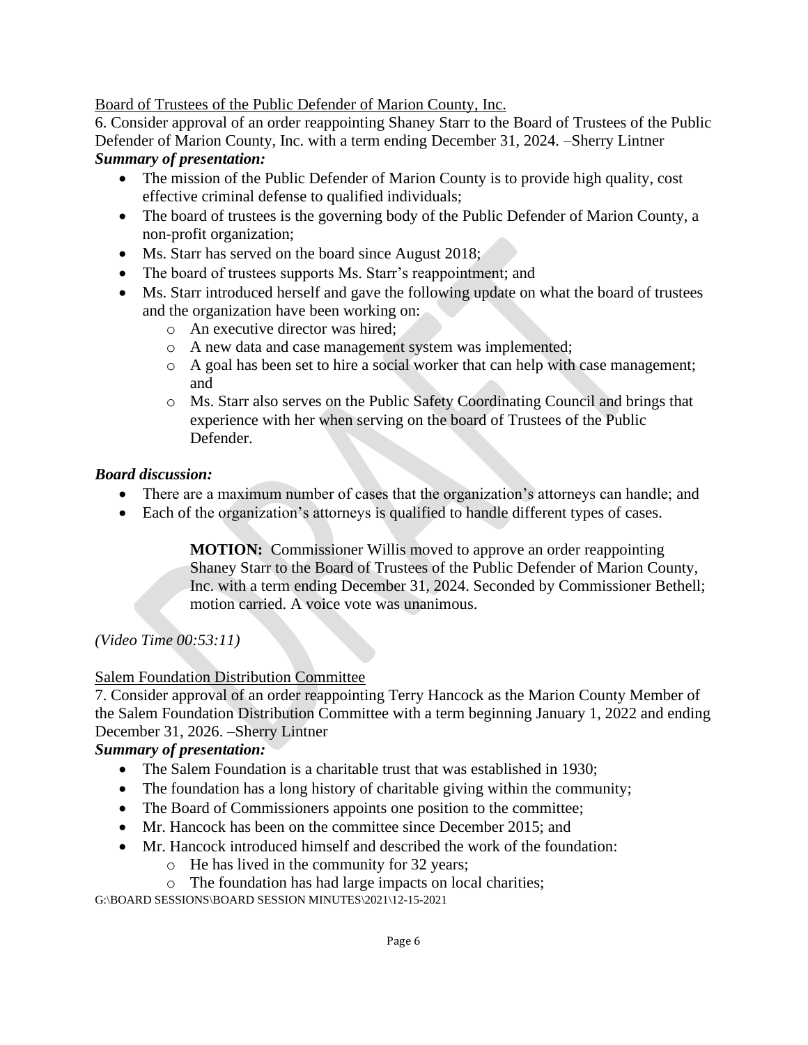Board of Trustees of the Public Defender of Marion County, Inc.

6. Consider approval of an order reappointing Shaney Starr to the Board of Trustees of the Public Defender of Marion County, Inc. with a term ending December 31, 2024. –Sherry Lintner

***Summary of presentation:***

- The mission of the Public Defender of Marion County is to provide high quality, cost effective criminal defense to qualified individuals;
- The board of trustees is the governing body of the Public Defender of Marion County, a non-profit organization;
- Ms. Starr has served on the board since August 2018;
- The board of trustees supports Ms. Starr's reappointment; and
- Ms. Starr introduced herself and gave the following update on what the board of trustees and the organization have been working on:
  - An executive director was hired;
  - A new data and case management system was implemented;
  - A goal has been set to hire a social worker that can help with case management; and
  - Ms. Starr also serves on the Public Safety Coordinating Council and brings that experience with her when serving on the board of Trustees of the Public Defender.

***Board discussion:***

- There are a maximum number of cases that the organization's attorneys can handle; and
- Each of the organization's attorneys is qualified to handle different types of cases.

> **MOTION:** Commissioner Willis moved to approve an order reappointing Shaney Starr to the Board of Trustees of the Public Defender of Marion County, Inc. with a term ending December 31, 2024. Seconded by Commissioner Bethell; motion carried. A voice vote was unanimous.

*(Video Time 00:53:11)*

Salem Foundation Distribution Committee

7. Consider approval of an order reappointing Terry Hancock as the Marion County Member of the Salem Foundation Distribution Committee with a term beginning January 1, 2022 and ending December 31, 2026. –Sherry Lintner

***Summary of presentation:***

- The Salem Foundation is a charitable trust that was established in 1930;
- The foundation has a long history of charitable giving within the community;
- The Board of Commissioners appoints one position to the committee;
- Mr. Hancock has been on the committee since December 2015; and
- Mr. Hancock introduced himself and described the work of the foundation:
  - He has lived in the community for 32 years;
  - The foundation has had large impacts on local charities;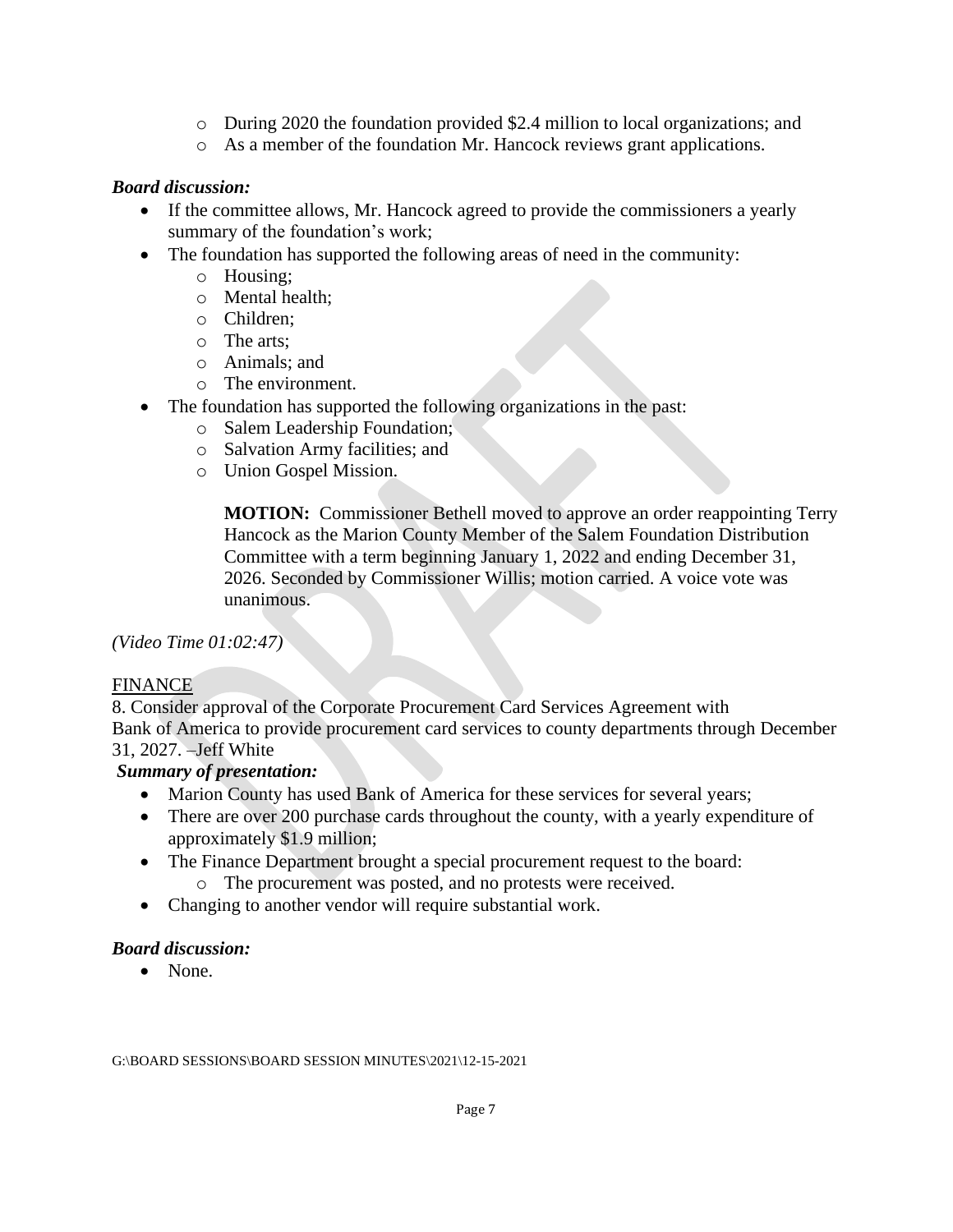- During 2020 the foundation provided $2.4 million to local organizations; and
    - As a member of the foundation Mr. Hancock reviews grant applications.

***Board discussion:***

- If the committee allows, Mr. Hancock agreed to provide the commissioners a yearly summary of the foundation's work;
- The foundation has supported the following areas of need in the community:
    - Housing;
    - Mental health;
    - Children;
    - The arts;
    - Animals; and
    - The environment.
- The foundation has supported the following organizations in the past:
    - Salem Leadership Foundation;
    - Salvation Army facilities; and
    - Union Gospel Mission.

> **MOTION:** Commissioner Bethell moved to approve an order reappointing Terry Hancock as the Marion County Member of the Salem Foundation Distribution Committee with a term beginning January 1, 2022 and ending December 31, 2026. Seconded by Commissioner Willis; motion carried. A voice vote was unanimous.

*(Video Time 01:02:47)*

<u>FINANCE</u>

8. Consider approval of the Corporate Procurement Card Services Agreement with Bank of America to provide procurement card services to county departments through December 31, 2027. –Jeff White

***Summary of presentation:***

- Marion County has used Bank of America for these services for several years;
- There are over 200 purchase cards throughout the county, with a yearly expenditure of approximately $1.9 million;
- The Finance Department brought a special procurement request to the board:
    - The procurement was posted, and no protests were received.
- Changing to another vendor will require substantial work.

***Board discussion:***

- None.

G:\BOARD SESSIONS\BOARD SESSION MINUTES\2021\12-15-2021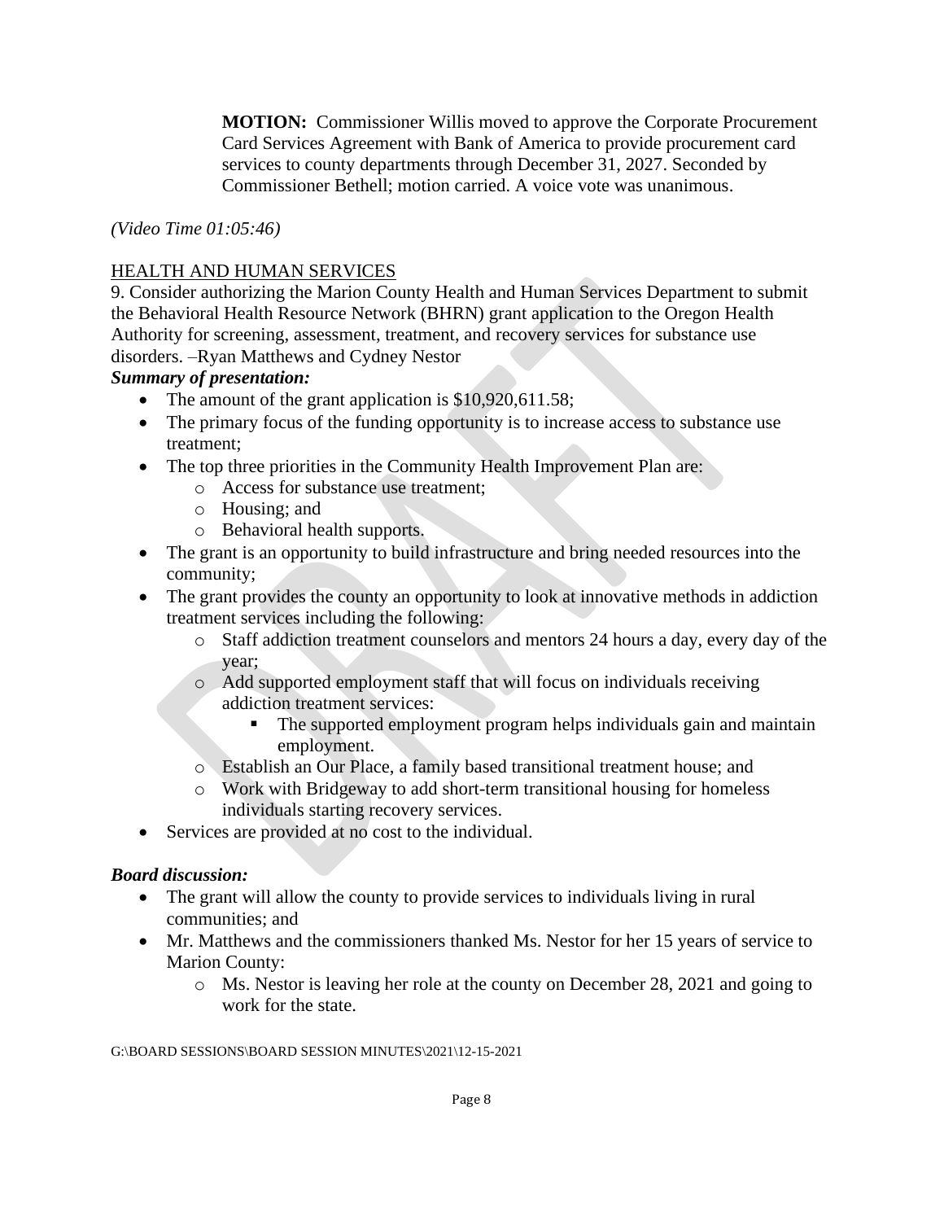**MOTION:** Commissioner Willis moved to approve the Corporate Procurement Card Services Agreement with Bank of America to provide procurement card services to county departments through December 31, 2027. Seconded by Commissioner Bethell; motion carried. A voice vote was unanimous.

*(Video Time 01:05:46)*

HEALTH AND HUMAN SERVICES

9. Consider authorizing the Marion County Health and Human Services Department to submit the Behavioral Health Resource Network (BHRN) grant application to the Oregon Health Authority for screening, assessment, treatment, and recovery services for substance use disorders. –Ryan Matthews and Cydney Nestor

***Summary of presentation:***

- The amount of the grant application is $10,920,611.58;
- The primary focus of the funding opportunity is to increase access to substance use treatment;
- The top three priorities in the Community Health Improvement Plan are:
  - Access for substance use treatment;
  - Housing; and
  - Behavioral health supports.
- The grant is an opportunity to build infrastructure and bring needed resources into the community;
- The grant provides the county an opportunity to look at innovative methods in addiction treatment services including the following:
  - Staff addiction treatment counselors and mentors 24 hours a day, every day of the year;
  - Add supported employment staff that will focus on individuals receiving addiction treatment services:
    - The supported employment program helps individuals gain and maintain employment.
  - Establish an Our Place, a family based transitional treatment house; and
  - Work with Bridgeway to add short-term transitional housing for homeless individuals starting recovery services.
- Services are provided at no cost to the individual.

***Board discussion:***

- The grant will allow the county to provide services to individuals living in rural communities; and
- Mr. Matthews and the commissioners thanked Ms. Nestor for her 15 years of service to Marion County:
  - Ms. Nestor is leaving her role at the county on December 28, 2021 and going to work for the state.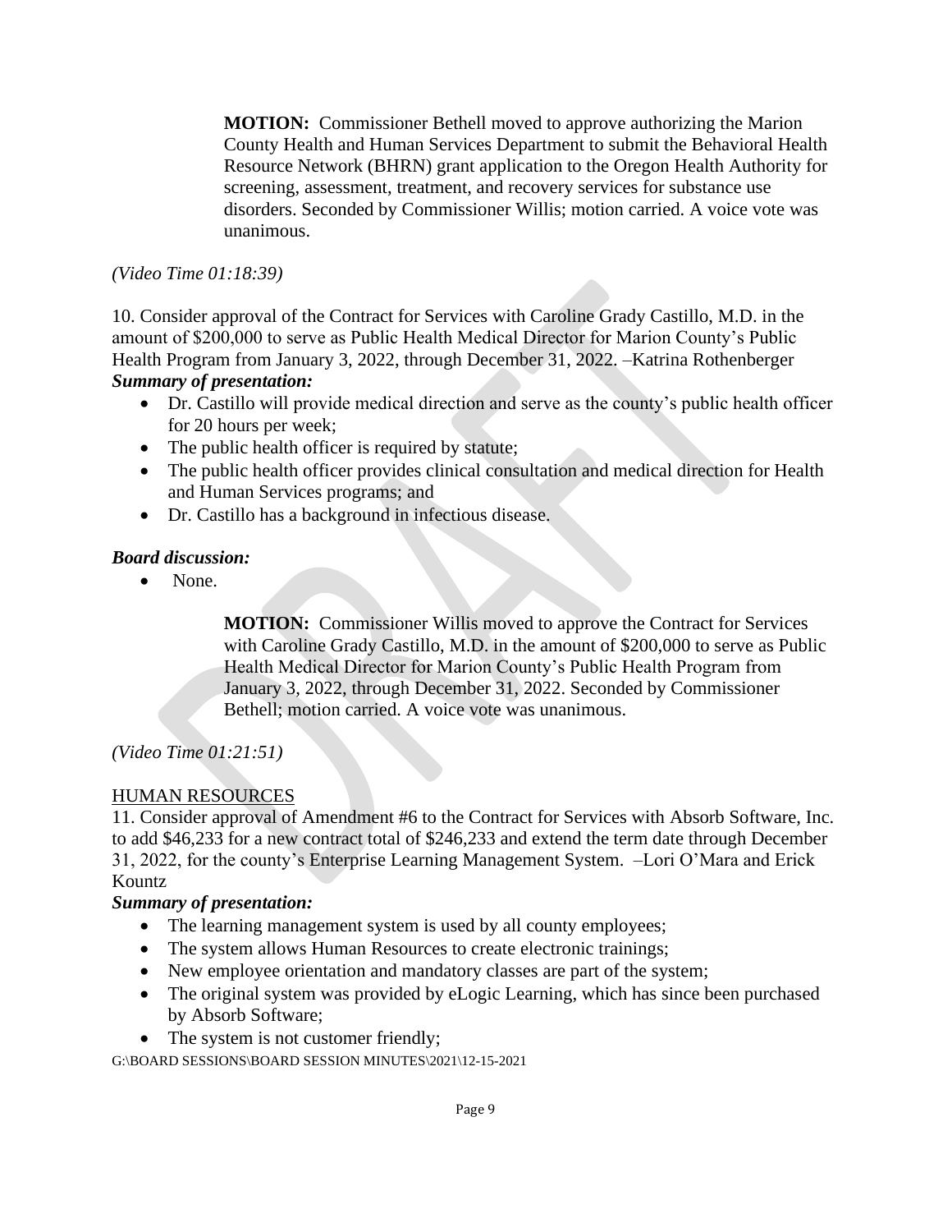**MOTION:** Commissioner Bethell moved to approve authorizing the Marion County Health and Human Services Department to submit the Behavioral Health Resource Network (BHRN) grant application to the Oregon Health Authority for screening, assessment, treatment, and recovery services for substance use disorders. Seconded by Commissioner Willis; motion carried. A voice vote was unanimous.

*(Video Time 01:18:39)*

10. Consider approval of the Contract for Services with Caroline Grady Castillo, M.D. in the amount of $200,000 to serve as Public Health Medical Director for Marion County's Public Health Program from January 3, 2022, through December 31, 2022. –Katrina Rothenberger

***Summary of presentation:***

- Dr. Castillo will provide medical direction and serve as the county's public health officer for 20 hours per week;
- The public health officer is required by statute;
- The public health officer provides clinical consultation and medical direction for Health and Human Services programs; and
- Dr. Castillo has a background in infectious disease.

***Board discussion:***

- None.

**MOTION:** Commissioner Willis moved to approve the Contract for Services with Caroline Grady Castillo, M.D. in the amount of $200,000 to serve as Public Health Medical Director for Marion County's Public Health Program from January 3, 2022, through December 31, 2022. Seconded by Commissioner Bethell; motion carried. A voice vote was unanimous.

*(Video Time 01:21:51)*

HUMAN RESOURCES

11. Consider approval of Amendment #6 to the Contract for Services with Absorb Software, Inc. to add $46,233 for a new contract total of $246,233 and extend the term date through December 31, 2022, for the county's Enterprise Learning Management System. –Lori O'Mara and Erick Kountz

***Summary of presentation:***

- The learning management system is used by all county employees;
- The system allows Human Resources to create electronic trainings;
- New employee orientation and mandatory classes are part of the system;
- The original system was provided by eLogic Learning, which has since been purchased by Absorb Software;
- The system is not customer friendly;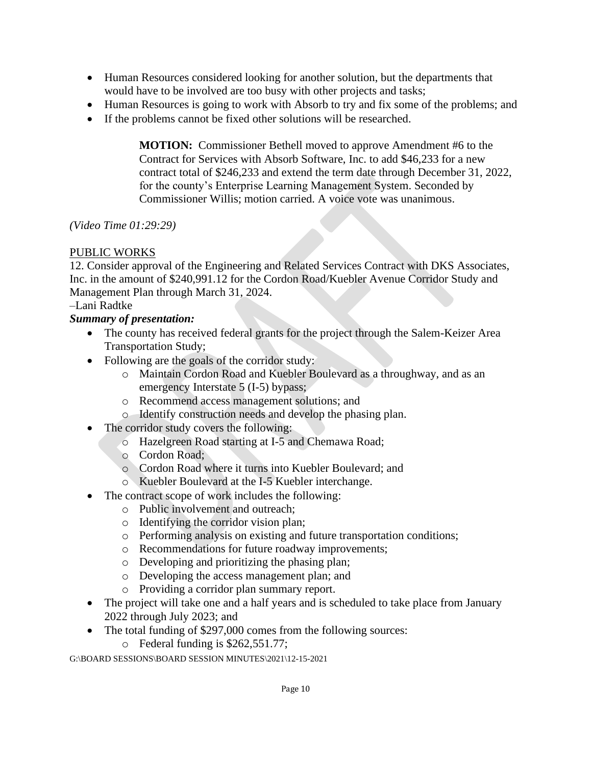- Human Resources considered looking for another solution, but the departments that would have to be involved are too busy with other projects and tasks;
- Human Resources is going to work with Absorb to try and fix some of the problems; and
- If the problems cannot be fixed other solutions will be researched.

> **MOTION:** Commissioner Bethell moved to approve Amendment #6 to the Contract for Services with Absorb Software, Inc. to add $46,233 for a new contract total of $246,233 and extend the term date through December 31, 2022, for the county's Enterprise Learning Management System. Seconded by Commissioner Willis; motion carried. A voice vote was unanimous.

*(Video Time 01:29:29)*

PUBLIC WORKS

12. Consider approval of the Engineering and Related Services Contract with DKS Associates, Inc. in the amount of $240,991.12 for the Cordon Road/Kuebler Avenue Corridor Study and Management Plan through March 31, 2024.
–Lani Radtke

***Summary of presentation:***

- The county has received federal grants for the project through the Salem-Keizer Area Transportation Study;
- Following are the goals of the corridor study:
  - Maintain Cordon Road and Kuebler Boulevard as a throughway, and as an emergency Interstate 5 (I-5) bypass;
  - Recommend access management solutions; and
  - Identify construction needs and develop the phasing plan.
- The corridor study covers the following:
  - Hazelgreen Road starting at I-5 and Chemawa Road;
  - Cordon Road;
  - Cordon Road where it turns into Kuebler Boulevard; and
  - Kuebler Boulevard at the I-5 Kuebler interchange.
- The contract scope of work includes the following:
  - Public involvement and outreach;
  - Identifying the corridor vision plan;
  - Performing analysis on existing and future transportation conditions;
  - Recommendations for future roadway improvements;
  - Developing and prioritizing the phasing plan;
  - Developing the access management plan; and
  - Providing a corridor plan summary report.
- The project will take one and a half years and is scheduled to take place from January 2022 through July 2023; and
- The total funding of $297,000 comes from the following sources:
  - Federal funding is $262,551.77;

G:\BOARD SESSIONS\BOARD SESSION MINUTES\2021\12-15-2021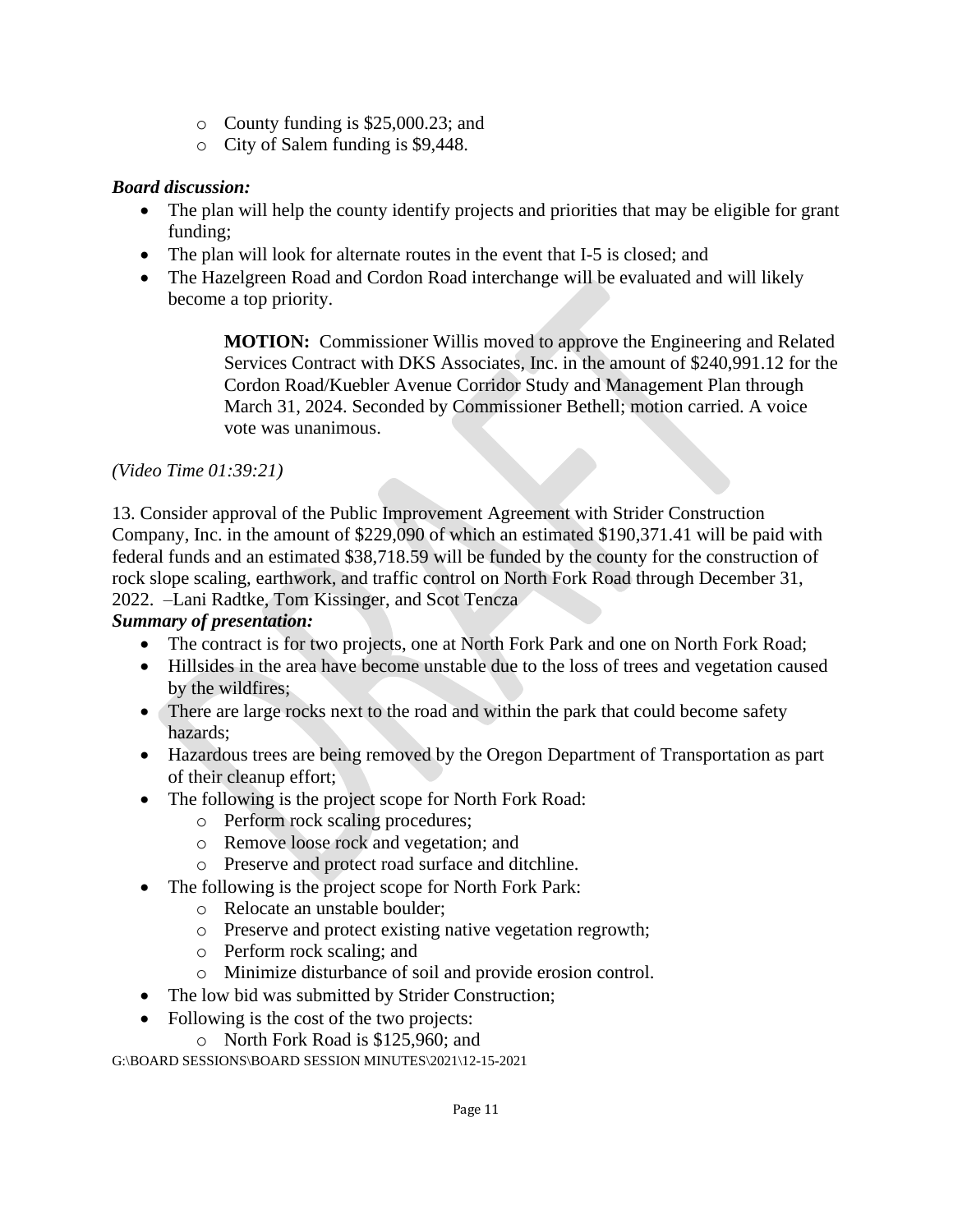- County funding is $25,000.23; and
  - City of Salem funding is $9,448.

***Board discussion:***

- The plan will help the county identify projects and priorities that may be eligible for grant funding;
- The plan will look for alternate routes in the event that I-5 is closed; and
- The Hazelgreen Road and Cordon Road interchange will be evaluated and will likely become a top priority.

> **MOTION:** Commissioner Willis moved to approve the Engineering and Related Services Contract with DKS Associates, Inc. in the amount of $240,991.12 for the Cordon Road/Kuebler Avenue Corridor Study and Management Plan through March 31, 2024. Seconded by Commissioner Bethell; motion carried. A voice vote was unanimous.

*(Video Time 01:39:21)*

13. Consider approval of the Public Improvement Agreement with Strider Construction Company, Inc. in the amount of $229,090 of which an estimated $190,371.41 will be paid with federal funds and an estimated $38,718.59 will be funded by the county for the construction of rock slope scaling, earthwork, and traffic control on North Fork Road through December 31, 2022. –Lani Radtke, Tom Kissinger, and Scot Tencza

***Summary of presentation:***

- The contract is for two projects, one at North Fork Park and one on North Fork Road;
- Hillsides in the area have become unstable due to the loss of trees and vegetation caused by the wildfires;
- There are large rocks next to the road and within the park that could become safety hazards;
- Hazardous trees are being removed by the Oregon Department of Transportation as part of their cleanup effort;
- The following is the project scope for North Fork Road:
  - Perform rock scaling procedures;
  - Remove loose rock and vegetation; and
  - Preserve and protect road surface and ditchline.
- The following is the project scope for North Fork Park:
  - Relocate an unstable boulder;
  - Preserve and protect existing native vegetation regrowth;
  - Perform rock scaling; and
  - Minimize disturbance of soil and provide erosion control.
- The low bid was submitted by Strider Construction;
- Following is the cost of the two projects:
  - North Fork Road is $125,960; and

G:\BOARD SESSIONS\BOARD SESSION MINUTES\2021\12-15-2021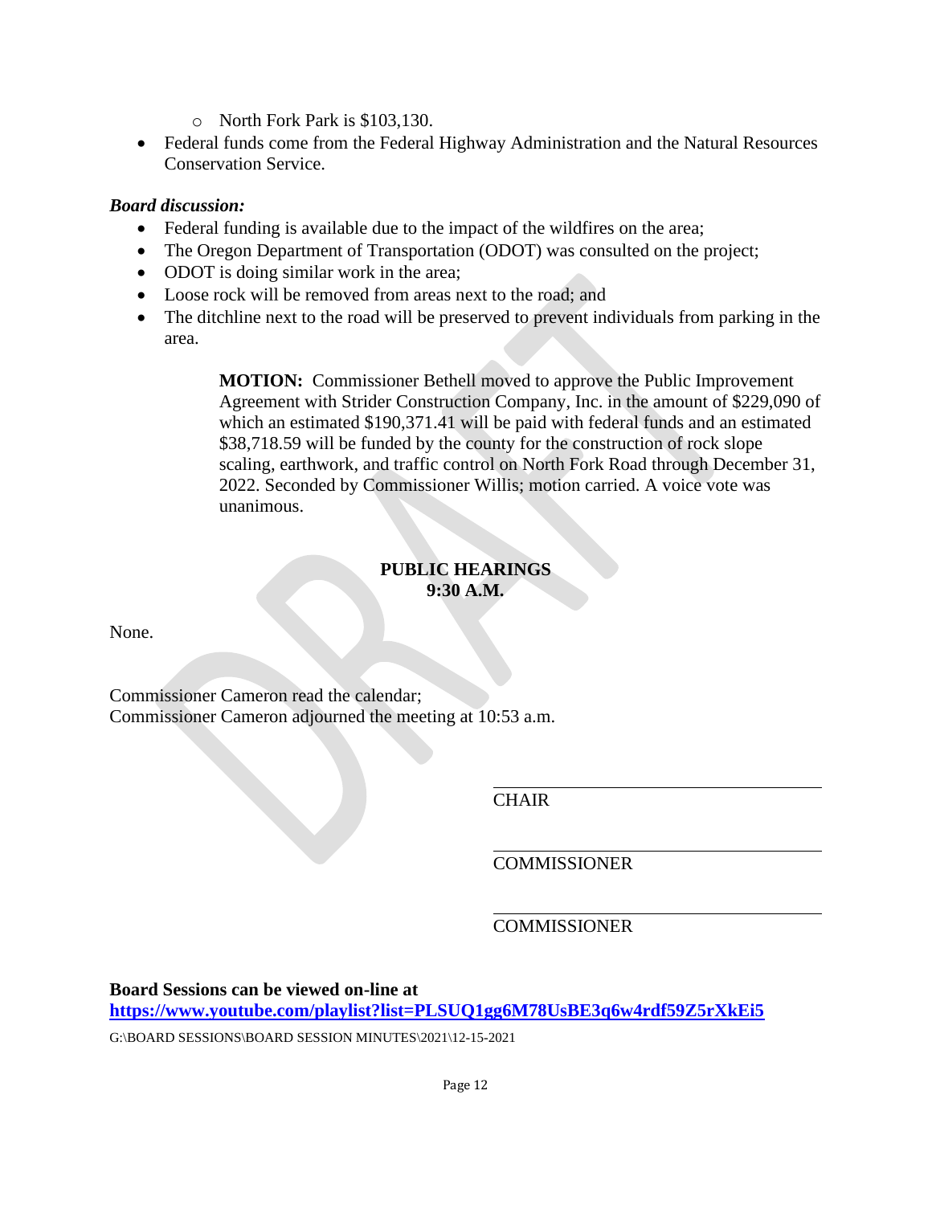- North Fork Park is $103,130.
- Federal funds come from the Federal Highway Administration and the Natural Resources Conservation Service.

***Board discussion:***

- Federal funding is available due to the impact of the wildfires on the area;
- The Oregon Department of Transportation (ODOT) was consulted on the project;
- ODOT is doing similar work in the area;
- Loose rock will be removed from areas next to the road; and
- The ditchline next to the road will be preserved to prevent individuals from parking in the area.

> **MOTION:** Commissioner Bethell moved to approve the Public Improvement Agreement with Strider Construction Company, Inc. in the amount of $229,090 of which an estimated $190,371.41 will be paid with federal funds and an estimated $38,718.59 will be funded by the county for the construction of rock slope scaling, earthwork, and traffic control on North Fork Road through December 31, 2022. Seconded by Commissioner Willis; motion carried. A voice vote was unanimous.

**PUBLIC HEARINGS**
**9:30 A.M.**

None.

Commissioner Cameron read the calendar;
Commissioner Cameron adjourned the meeting at 10:53 a.m.

\_\_\_\_\_\_\_\_\_\_\_\_\_\_\_\_\_\_\_\_\_\_\_\_\_\_\_\_\_\_
CHAIR

\_\_\_\_\_\_\_\_\_\_\_\_\_\_\_\_\_\_\_\_\_\_\_\_\_\_\_\_\_\_
COMMISSIONER

\_\_\_\_\_\_\_\_\_\_\_\_\_\_\_\_\_\_\_\_\_\_\_\_\_\_\_\_\_\_
COMMISSIONER

**Board Sessions can be viewed on-line at**
**https://www.youtube.com/playlist?list=PLSUQ1gg6M78UsBE3q6w4rdf59Z5rXkEi5**

G:\BOARD SESSIONS\BOARD SESSION MINUTES\2021\12-15-2021